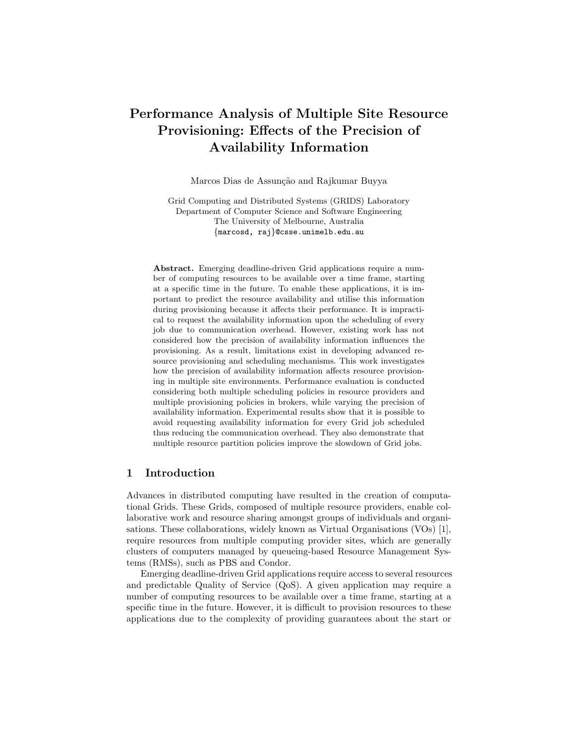# Performance Analysis of Multiple Site Resource Provisioning: Effects of the Precision of Availability Information

Marcos Dias de Assunção and Rajkumar Buyya

Grid Computing and Distributed Systems (GRIDS) Laboratory
Department of Computer Science and Software Engineering
The University of Melbourne, Australia
{marcosd, raj}@csse.unimelb.edu.au

**Abstract.** Emerging deadline-driven Grid applications require a number of computing resources to be available over a time frame, starting at a specific time in the future. To enable these applications, it is important to predict the resource availability and utilise this information during provisioning because it affects their performance. It is impractical to request the availability information upon the scheduling of every job due to communication overhead. However, existing work has not considered how the precision of availability information influences the provisioning. As a result, limitations exist in developing advanced resource provisioning and scheduling mechanisms. This work investigates how the precision of availability information affects resource provisioning in multiple site environments. Performance evaluation is conducted considering both multiple scheduling policies in resource providers and multiple provisioning policies in brokers, while varying the precision of availability information. Experimental results show that it is possible to avoid requesting availability information for every Grid job scheduled thus reducing the communication overhead. They also demonstrate that multiple resource partition policies improve the slowdown of Grid jobs.

## 1 Introduction

Advances in distributed computing have resulted in the creation of computational Grids. These Grids, composed of multiple resource providers, enable collaborative work and resource sharing amongst groups of individuals and organisations. These collaborations, widely known as Virtual Organisations (VOs) [1], require resources from multiple computing provider sites, which are generally clusters of computers managed by queueing-based Resource Management Systems (RMSs), such as PBS and Condor.

Emerging deadline-driven Grid applications require access to several resources and predictable Quality of Service (QoS). A given application may require a number of computing resources to be available over a time frame, starting at a specific time in the future. However, it is difficult to provision resources to these applications due to the complexity of providing guarantees about the start or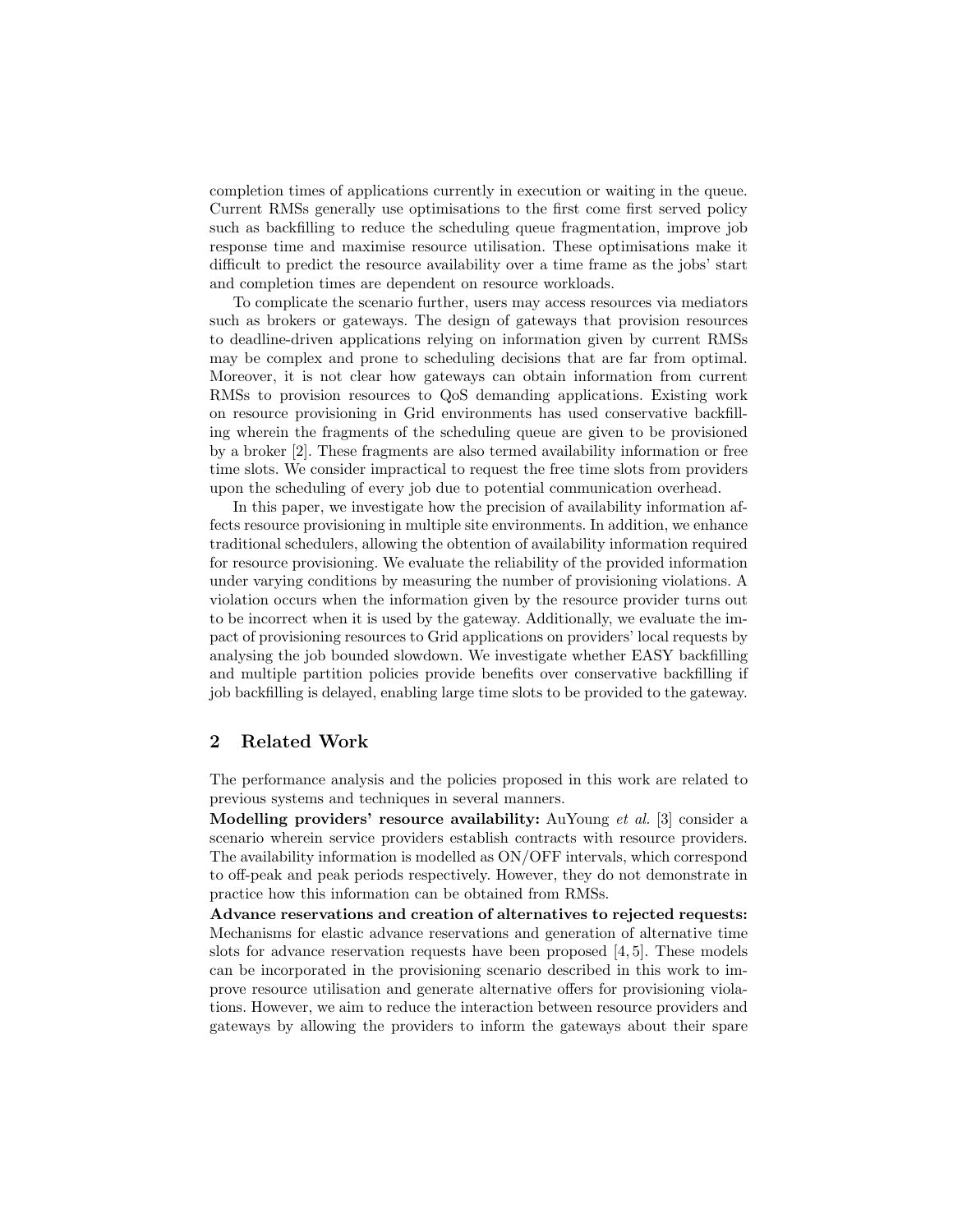completion times of applications currently in execution or waiting in the queue. Current RMSs generally use optimisations to the first come first served policy such as backfilling to reduce the scheduling queue fragmentation, improve job response time and maximise resource utilisation. These optimisations make it difficult to predict the resource availability over a time frame as the jobs' start and completion times are dependent on resource workloads.

To complicate the scenario further, users may access resources via mediators such as brokers or gateways. The design of gateways that provision resources to deadline-driven applications relying on information given by current RMSs may be complex and prone to scheduling decisions that are far from optimal. Moreover, it is not clear how gateways can obtain information from current RMSs to provision resources to QoS demanding applications. Existing work on resource provisioning in Grid environments has used conservative backfilling wherein the fragments of the scheduling queue are given to be provisioned by a broker [2]. These fragments are also termed availability information or free time slots. We consider impractical to request the free time slots from providers upon the scheduling of every job due to potential communication overhead.

In this paper, we investigate how the precision of availability information affects resource provisioning in multiple site environments. In addition, we enhance traditional schedulers, allowing the obtention of availability information required for resource provisioning. We evaluate the reliability of the provided information under varying conditions by measuring the number of provisioning violations. A violation occurs when the information given by the resource provider turns out to be incorrect when it is used by the gateway. Additionally, we evaluate the impact of provisioning resources to Grid applications on providers' local requests by analysing the job bounded slowdown. We investigate whether EASY backfilling and multiple partition policies provide benefits over conservative backfilling if job backfilling is delayed, enabling large time slots to be provided to the gateway.

## 2 Related Work

The performance analysis and the policies proposed in this work are related to previous systems and techniques in several manners.

**Modelling providers' resource availability:** AuYoung *et al.* [3] consider a scenario wherein service providers establish contracts with resource providers. The availability information is modelled as ON/OFF intervals, which correspond to off-peak and peak periods respectively. However, they do not demonstrate in practice how this information can be obtained from RMSs.

**Advance reservations and creation of alternatives to rejected requests:** Mechanisms for elastic advance reservations and generation of alternative time slots for advance reservation requests have been proposed [4, 5]. These models can be incorporated in the provisioning scenario described in this work to improve resource utilisation and generate alternative offers for provisioning violations. However, we aim to reduce the interaction between resource providers and gateways by allowing the providers to inform the gateways about their spare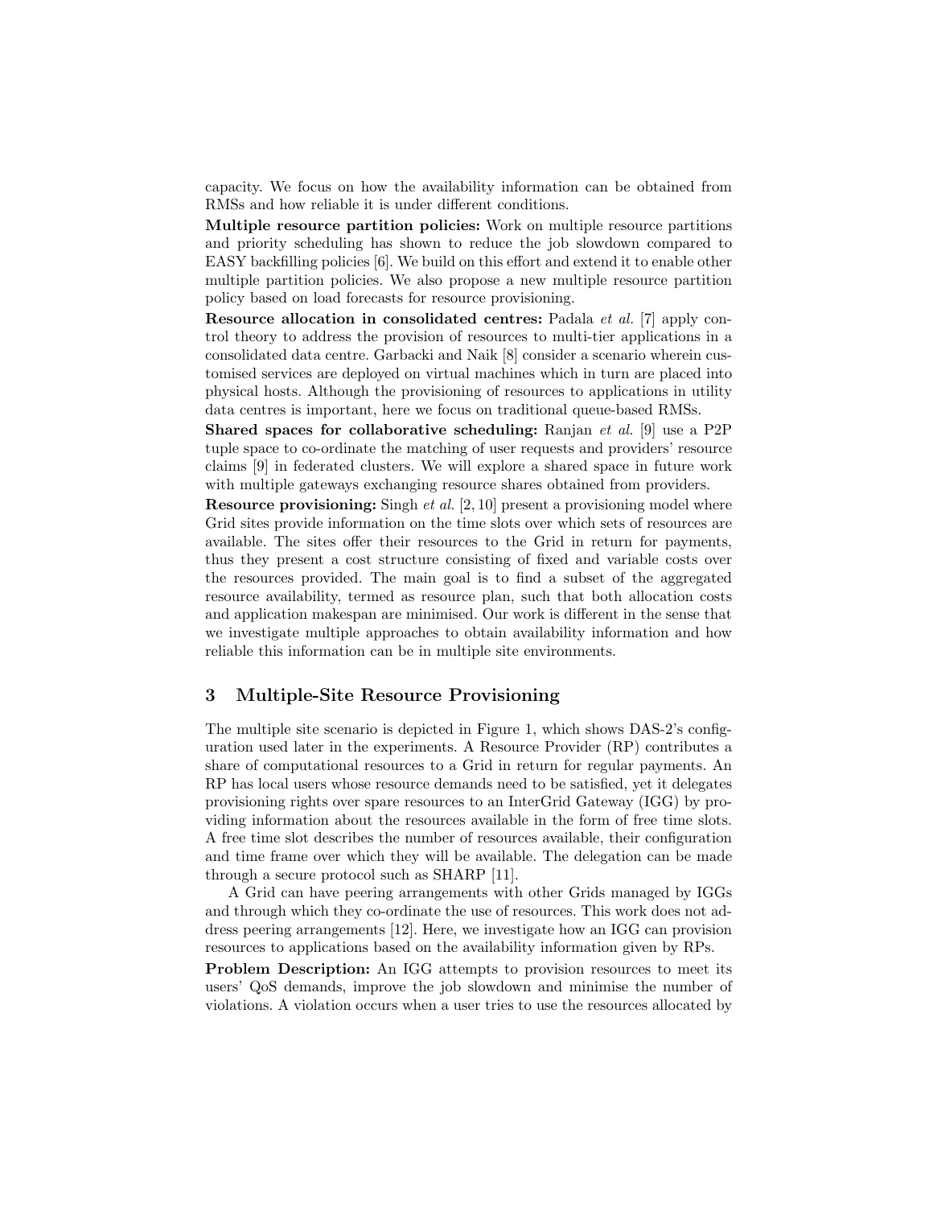capacity. We focus on how the availability information can be obtained from RMSs and how reliable it is under different conditions.

**Multiple resource partition policies:** Work on multiple resource partitions and priority scheduling has shown to reduce the job slowdown compared to EASY backfilling policies [6]. We build on this effort and extend it to enable other multiple partition policies. We also propose a new multiple resource partition policy based on load forecasts for resource provisioning.

**Resource allocation in consolidated centres:** Padala *et al.* [7] apply control theory to address the provision of resources to multi-tier applications in a consolidated data centre. Garbacki and Naik [8] consider a scenario wherein customised services are deployed on virtual machines which in turn are placed into physical hosts. Although the provisioning of resources to applications in utility data centres is important, here we focus on traditional queue-based RMSs.

**Shared spaces for collaborative scheduling:** Ranjan *et al.* [9] use a P2P tuple space to co-ordinate the matching of user requests and providers' resource claims [9] in federated clusters. We will explore a shared space in future work with multiple gateways exchanging resource shares obtained from providers.

**Resource provisioning:** Singh *et al.* [2, 10] present a provisioning model where Grid sites provide information on the time slots over which sets of resources are available. The sites offer their resources to the Grid in return for payments, thus they present a cost structure consisting of fixed and variable costs over the resources provided. The main goal is to find a subset of the aggregated resource availability, termed as resource plan, such that both allocation costs and application makespan are minimised. Our work is different in the sense that we investigate multiple approaches to obtain availability information and how reliable this information can be in multiple site environments.

## 3 Multiple-Site Resource Provisioning

The multiple site scenario is depicted in Figure 1, which shows DAS-2's configuration used later in the experiments. A Resource Provider (RP) contributes a share of computational resources to a Grid in return for regular payments. An RP has local users whose resource demands need to be satisfied, yet it delegates provisioning rights over spare resources to an InterGrid Gateway (IGG) by providing information about the resources available in the form of free time slots. A free time slot describes the number of resources available, their configuration and time frame over which they will be available. The delegation can be made through a secure protocol such as SHARP [11].

A Grid can have peering arrangements with other Grids managed by IGGs and through which they co-ordinate the use of resources. This work does not address peering arrangements [12]. Here, we investigate how an IGG can provision resources to applications based on the availability information given by RPs.

**Problem Description:** An IGG attempts to provision resources to meet its users' QoS demands, improve the job slowdown and minimise the number of violations. A violation occurs when a user tries to use the resources allocated by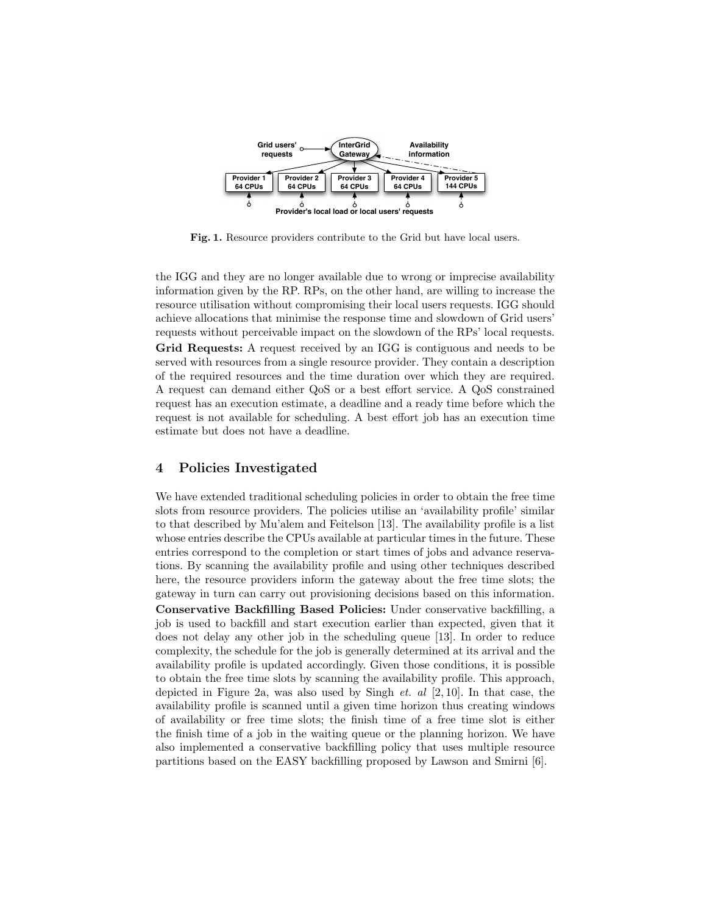Grid users' requests

InterGrid Gateway

Availability information

Provider 1 64 CPUs

Provider 2 64 CPUs

Provider 3 64 CPUs

Provider 4 64 CPUs

Provider 5 144 CPUs

Provider's local load or local users' requests

**Fig. 1.** Resource providers contribute to the Grid but have local users.

the IGG and they are no longer available due to wrong or imprecise availability information given by the RP. RPs, on the other hand, are willing to increase the resource utilisation without compromising their local users requests. IGG should achieve allocations that minimise the response time and slowdown of Grid users' requests without perceivable impact on the slowdown of the RPs' local requests.

**Grid Requests:** A request received by an IGG is contiguous and needs to be served with resources from a single resource provider. They contain a description of the required resources and the time duration over which they are required. A request can demand either QoS or a best effort service. A QoS constrained request has an execution estimate, a deadline and a ready time before which the request is not available for scheduling. A best effort job has an execution time estimate but does not have a deadline.

## 4 Policies Investigated

We have extended traditional scheduling policies in order to obtain the free time slots from resource providers. The policies utilise an 'availability profile' similar to that described by Mu'alem and Feitelson [13]. The availability profile is a list whose entries describe the CPUs available at particular times in the future. These entries correspond to the completion or start times of jobs and advance reservations. By scanning the availability profile and using other techniques described here, the resource providers inform the gateway about the free time slots; the gateway in turn can carry out provisioning decisions based on this information.

**Conservative Backfilling Based Policies:** Under conservative backfilling, a job is used to backfill and start execution earlier than expected, given that it does not delay any other job in the scheduling queue [13]. In order to reduce complexity, the schedule for the job is generally determined at its arrival and the availability profile is updated accordingly. Given those conditions, it is possible to obtain the free time slots by scanning the availability profile. This approach, depicted in Figure 2a, was also used by Singh *et. al* [2, 10]. In that case, the availability profile is scanned until a given time horizon thus creating windows of availability or free time slots; the finish time of a free time slot is either the finish time of a job in the waiting queue or the planning horizon. We have also implemented a conservative backfilling policy that uses multiple resource partitions based on the EASY backfilling proposed by Lawson and Smirni [6].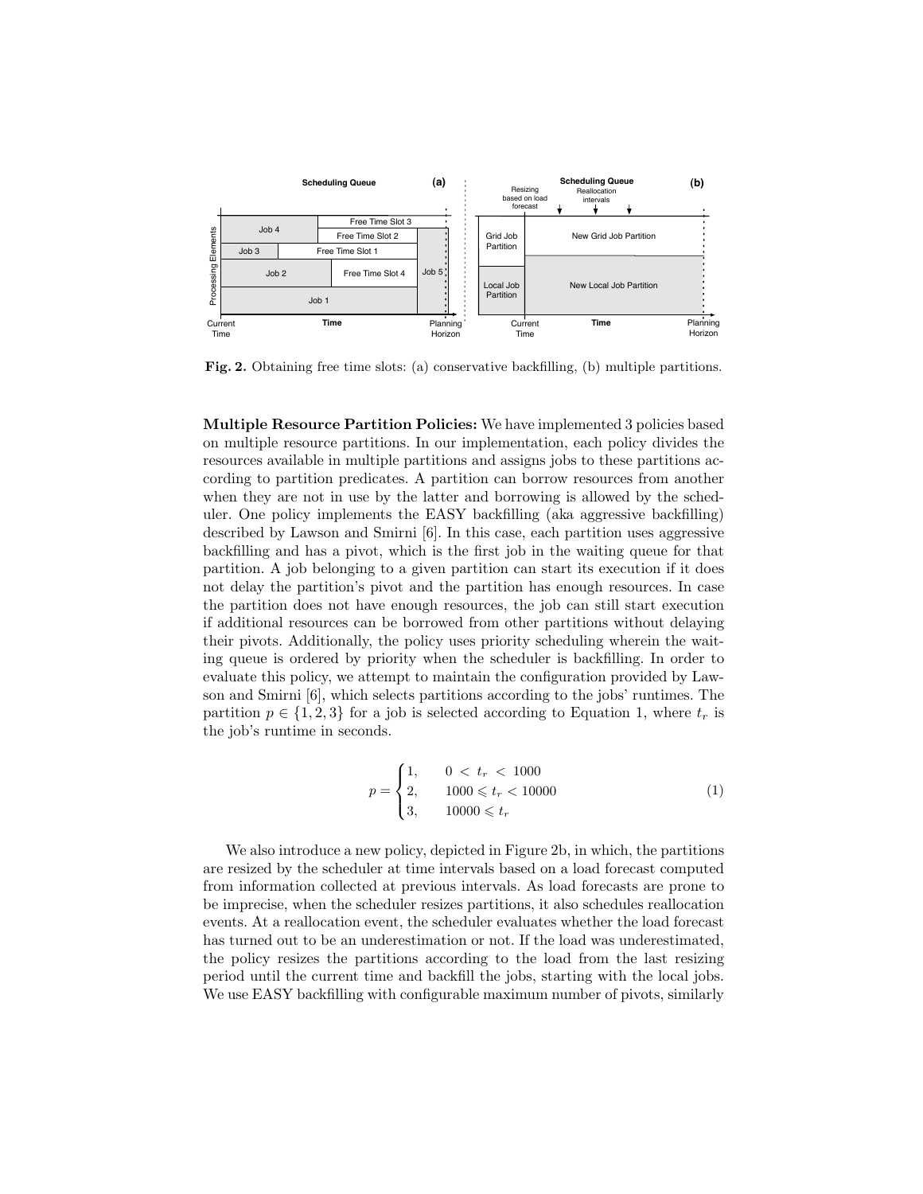**Fig. 2.** Obtaining free time slots: (a) conservative backfilling, (b) multiple partitions.

**Multiple Resource Partition Policies:** We have implemented 3 policies based on multiple resource partitions. In our implementation, each policy divides the resources available in multiple partitions and assigns jobs to these partitions according to partition predicates. A partition can borrow resources from another when they are not in use by the latter and borrowing is allowed by the scheduler. One policy implements the EASY backfilling (aka aggressive backfilling) described by Lawson and Smirni [6]. In this case, each partition uses aggressive backfilling and has a pivot, which is the first job in the waiting queue for that partition. A job belonging to a given partition can start its execution if it does not delay the partition's pivot and the partition has enough resources. In case the partition does not have enough resources, the job can still start execution if additional resources can be borrowed from other partitions without delaying their pivots. Additionally, the policy uses priority scheduling wherein the waiting queue is ordered by priority when the scheduler is backfilling. In order to evaluate this policy, we attempt to maintain the configuration provided by Lawson and Smirni [6], which selects partitions according to the jobs' runtimes. The partition $p \in \{1, 2, 3\}$ for a job is selected according to Equation 1, where $t_r$ is the job's runtime in seconds.

$$p = \begin{cases} 1, & 0 < t_r < 1000 \\ 2, & 1000 \leqslant t_r < 10000 \\ 3, & 10000 \leqslant t_r \end{cases} \tag{1}$$

We also introduce a new policy, depicted in Figure 2b, in which, the partitions are resized by the scheduler at time intervals based on a load forecast computed from information collected at previous intervals. As load forecasts are prone to be imprecise, when the scheduler resizes partitions, it also schedules reallocation events. At a reallocation event, the scheduler evaluates whether the load forecast has turned out to be an underestimation or not. If the load was underestimated, the policy resizes the partitions according to the load from the last resizing period until the current time and backfill the jobs, starting with the local jobs. We use EASY backfilling with configurable maximum number of pivots, similarly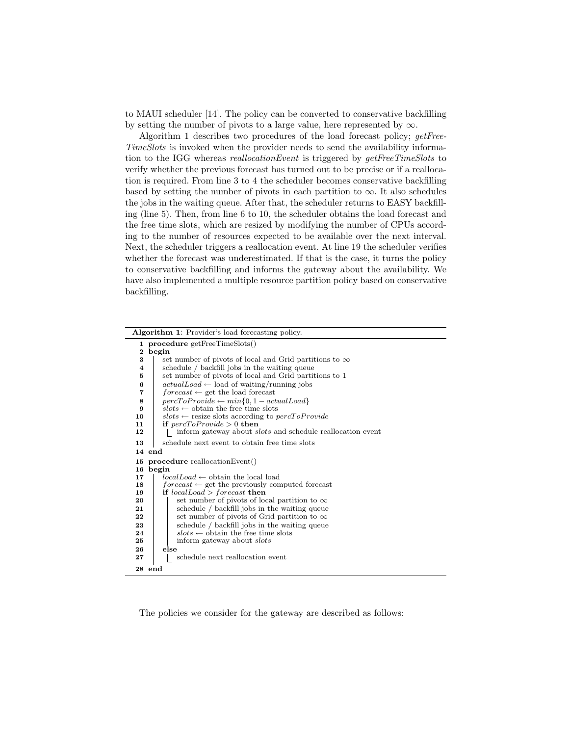to MAUI scheduler [14]. The policy can be converted to conservative backfilling by setting the number of pivots to a large value, here represented by $\infty$.

Algorithm 1 describes two procedures of the load forecast policy; *getFreeTimeSlots* is invoked when the provider needs to send the availability information to the IGG whereas *reallocationEvent* is triggered by *getFreeTimeSlots* to verify whether the previous forecast has turned out to be precise or if a reallocation is required. From line 3 to 4 the scheduler becomes conservative backfilling based by setting the number of pivots in each partition to $\infty$. It also schedules the jobs in the waiting queue. After that, the scheduler returns to EASY backfilling (line 5). Then, from line 6 to 10, the scheduler obtains the load forecast and the free time slots, which are resized by modifying the number of CPUs according to the number of resources expected to be available over the next interval. Next, the scheduler triggers a reallocation event. At line 19 the scheduler verifies whether the forecast was underestimated. If that is the case, it turns the policy to conservative backfilling and informs the gateway about the availability. We have also implemented a multiple resource partition policy based on conservative backfilling.

**Algorithm 1**: Provider's load forecasting policy.

```
1  procedure getFreeTimeSlots()
2  begin
3      set number of pivots of local and Grid partitions to ∞
4      schedule / backfill jobs in the waiting queue
5      set number of pivots of local and Grid partitions to 1
6      actualLoad ← load of waiting/running jobs
7      forecast ← get the load forecast
8      percToProvide ← min{0, 1 − actualLoad}
9      slots ← obtain the free time slots
10     slots ← resize slots according to percToProvide
11     if percToProvide > 0 then
12         inform gateway about slots and schedule reallocation event
13     schedule next event to obtain free time slots
14 end
15 procedure reallocationEvent()
16 begin
17     localLoad ← obtain the local load
18     forecast ← get the previously computed forecast
19     if localLoad > forecast then
20         set number of pivots of local partition to ∞
21         schedule / backfill jobs in the waiting queue
22         set number of pivots of Grid partition to ∞
23         schedule / backfill jobs in the waiting queue
24         slots ← obtain the free time slots
25         inform gateway about slots
26     else
27         schedule next reallocation event
28 end
```

The policies we consider for the gateway are described as follows: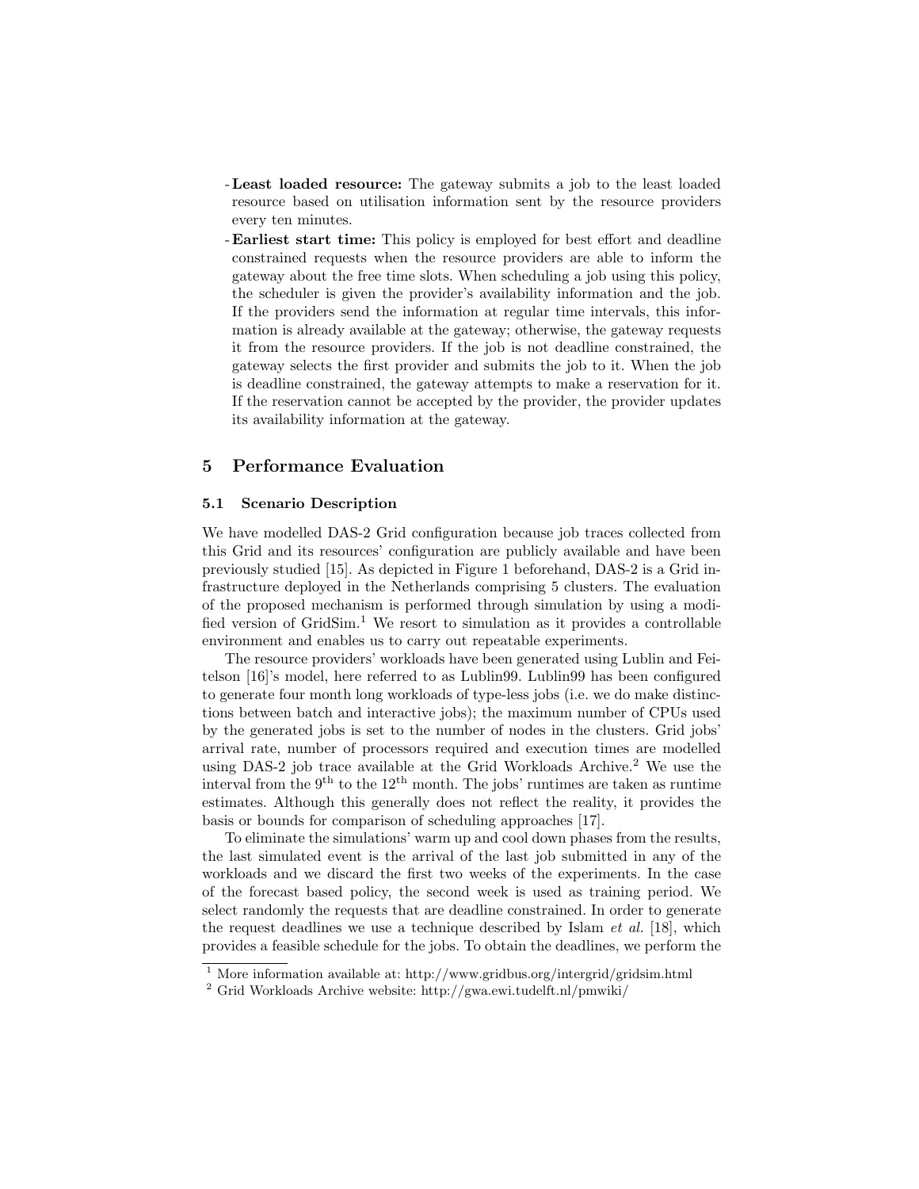- **Least loaded resource:** The gateway submits a job to the least loaded resource based on utilisation information sent by the resource providers every ten minutes.
- **Earliest start time:** This policy is employed for best effort and deadline constrained requests when the resource providers are able to inform the gateway about the free time slots. When scheduling a job using this policy, the scheduler is given the provider's availability information and the job. If the providers send the information at regular time intervals, this information is already available at the gateway; otherwise, the gateway requests it from the resource providers. If the job is not deadline constrained, the gateway selects the first provider and submits the job to it. When the job is deadline constrained, the gateway attempts to make a reservation for it. If the reservation cannot be accepted by the provider, the provider updates its availability information at the gateway.

## 5 Performance Evaluation

### 5.1 Scenario Description

We have modelled DAS-2 Grid configuration because job traces collected from this Grid and its resources' configuration are publicly available and have been previously studied [15]. As depicted in Figure 1 beforehand, DAS-2 is a Grid infrastructure deployed in the Netherlands comprising 5 clusters. The evaluation of the proposed mechanism is performed through simulation by using a modified version of GridSim.[1] We resort to simulation as it provides a controllable environment and enables us to carry out repeatable experiments.

The resource providers' workloads have been generated using Lublin and Feitelson [16]'s model, here referred to as Lublin99. Lublin99 has been configured to generate four month long workloads of type-less jobs (i.e. we do make distinctions between batch and interactive jobs); the maximum number of CPUs used by the generated jobs is set to the number of nodes in the clusters. Grid jobs' arrival rate, number of processors required and execution times are modelled using DAS-2 job trace available at the Grid Workloads Archive.[2] We use the interval from the 9$^{\text{th}}$ to the 12$^{\text{th}}$ month. The jobs' runtimes are taken as runtime estimates. Although this generally does not reflect the reality, it provides the basis or bounds for comparison of scheduling approaches [17].

To eliminate the simulations' warm up and cool down phases from the results, the last simulated event is the arrival of the last job submitted in any of the workloads and we discard the first two weeks of the experiments. In the case of the forecast based policy, the second week is used as training period. We select randomly the requests that are deadline constrained. In order to generate the request deadlines we use a technique described by Islam *et al.* [18], which provides a feasible schedule for the jobs. To obtain the deadlines, we perform the

---

[1] More information available at: http://www.gridbus.org/intergrid/gridsim.html

[2] Grid Workloads Archive website: http://gwa.ewi.tudelft.nl/pmwiki/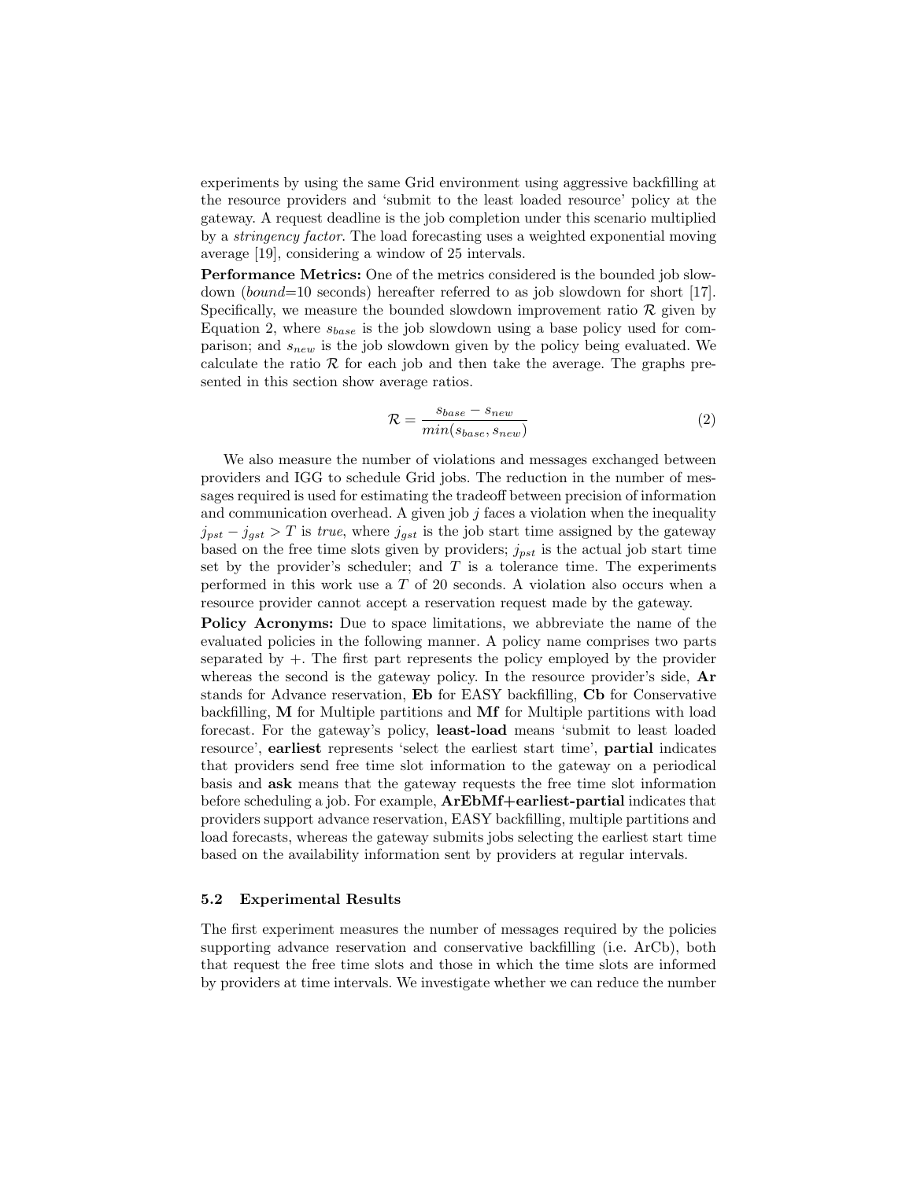experiments by using the same Grid environment using aggressive backfilling at the resource providers and 'submit to the least loaded resource' policy at the gateway. A request deadline is the job completion under this scenario multiplied by a *stringency factor*. The load forecasting uses a weighted exponential moving average [19], considering a window of 25 intervals.

**Performance Metrics:** One of the metrics considered is the bounded job slowdown (*bound*=10 seconds) hereafter referred to as job slowdown for short [17]. Specifically, we measure the bounded slowdown improvement ratio $\mathcal{R}$ given by Equation 2, where $s_{base}$ is the job slowdown using a base policy used for comparison; and $s_{new}$ is the job slowdown given by the policy being evaluated. We calculate the ratio $\mathcal{R}$ for each job and then take the average. The graphs presented in this section show average ratios.

$$\mathcal{R} = \frac{s_{base} - s_{new}}{min(s_{base}, s_{new})} \tag{2}$$

We also measure the number of violations and messages exchanged between providers and IGG to schedule Grid jobs. The reduction in the number of messages required is used for estimating the tradeoff between precision of information and communication overhead. A given job $j$ faces a violation when the inequality $j_{pst} - j_{gst} > T$ is *true*, where $j_{gst}$ is the job start time assigned by the gateway based on the free time slots given by providers; $j_{pst}$ is the actual job start time set by the provider's scheduler; and $T$ is a tolerance time. The experiments performed in this work use a $T$ of 20 seconds. A violation also occurs when a resource provider cannot accept a reservation request made by the gateway.

**Policy Acronyms:** Due to space limitations, we abbreviate the name of the evaluated policies in the following manner. A policy name comprises two parts separated by +. The first part represents the policy employed by the provider whereas the second is the gateway policy. In the resource provider's side, **Ar** stands for Advance reservation, **Eb** for EASY backfilling, **Cb** for Conservative backfilling, **M** for Multiple partitions and **Mf** for Multiple partitions with load forecast. For the gateway's policy, **least-load** means 'submit to least loaded resource', **earliest** represents 'select the earliest start time', **partial** indicates that providers send free time slot information to the gateway on a periodical basis and **ask** means that the gateway requests the free time slot information before scheduling a job. For example, **ArEbMf+earliest-partial** indicates that providers support advance reservation, EASY backfilling, multiple partitions and load forecasts, whereas the gateway submits jobs selecting the earliest start time based on the availability information sent by providers at regular intervals.

### 5.2 Experimental Results

The first experiment measures the number of messages required by the policies supporting advance reservation and conservative backfilling (i.e. ArCb), both that request the free time slots and those in which the time slots are informed by providers at time intervals. We investigate whether we can reduce the number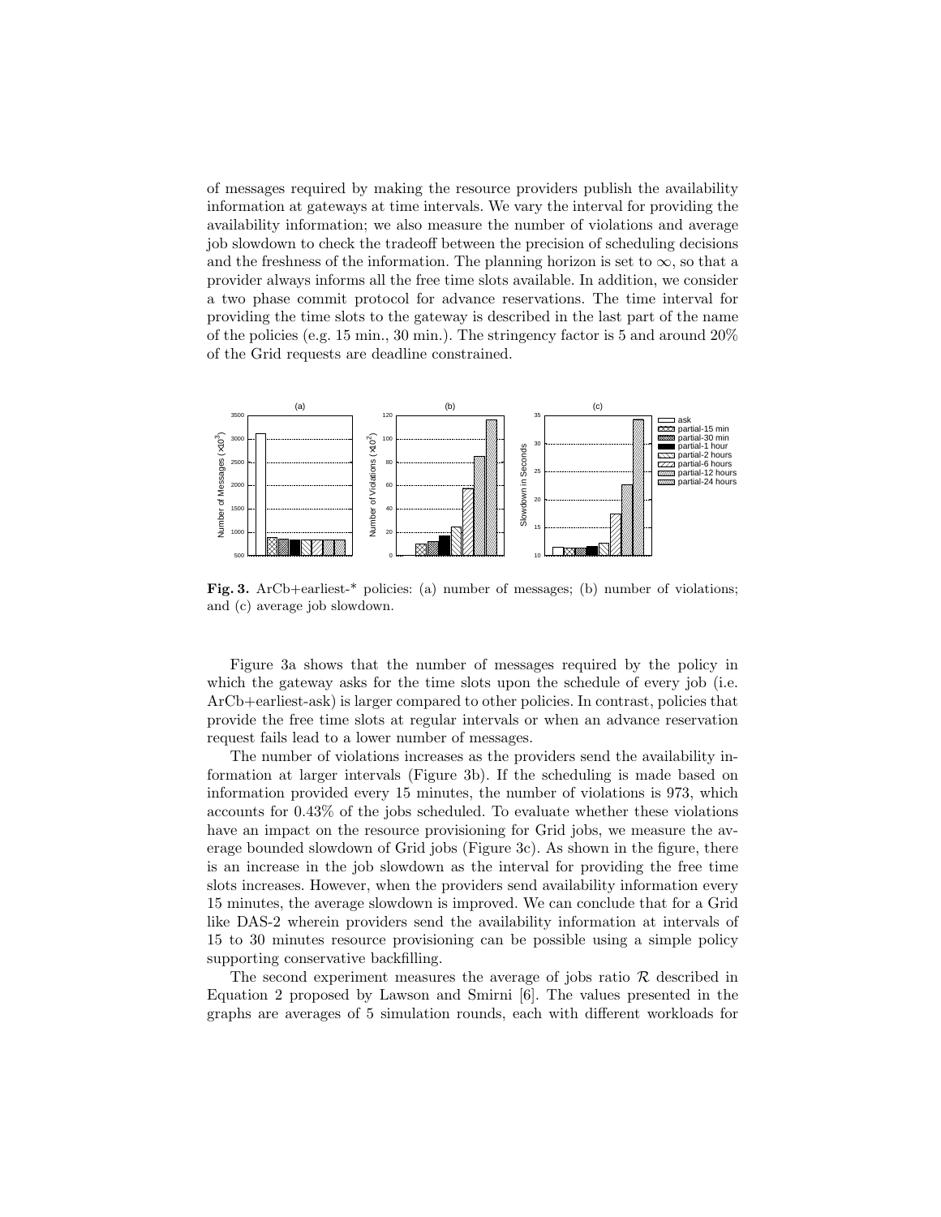of messages required by making the resource providers publish the availability information at gateways at time intervals. We vary the interval for providing the availability information; we also measure the number of violations and average job slowdown to check the tradeoff between the precision of scheduling decisions and the freshness of the information. The planning horizon is set to $\infty$, so that a provider always informs all the free time slots available. In addition, we consider a two phase commit protocol for advance reservations. The time interval for providing the time slots to the gateway is described in the last part of the name of the policies (e.g. 15 min., 30 min.). The stringency factor is 5 and around 20% of the Grid requests are deadline constrained.

**Fig. 3.** ArCb+earliest-* policies: (a) number of messages; (b) number of violations; and (c) average job slowdown.

Figure 3a shows that the number of messages required by the policy in which the gateway asks for the time slots upon the schedule of every job (i.e. ArCb+earliest-ask) is larger compared to other policies. In contrast, policies that provide the free time slots at regular intervals or when an advance reservation request fails lead to a lower number of messages.

The number of violations increases as the providers send the availability information at larger intervals (Figure 3b). If the scheduling is made based on information provided every 15 minutes, the number of violations is 973, which accounts for 0.43% of the jobs scheduled. To evaluate whether these violations have an impact on the resource provisioning for Grid jobs, we measure the average bounded slowdown of Grid jobs (Figure 3c). As shown in the figure, there is an increase in the job slowdown as the interval for providing the free time slots increases. However, when the providers send availability information every 15 minutes, the average slowdown is improved. We can conclude that for a Grid like DAS-2 wherein providers send the availability information at intervals of 15 to 30 minutes resource provisioning can be possible using a simple policy supporting conservative backfilling.

The second experiment measures the average of jobs ratio $\mathcal{R}$ described in Equation 2 proposed by Lawson and Smirni [6]. The values presented in the graphs are averages of 5 simulation rounds, each with different workloads for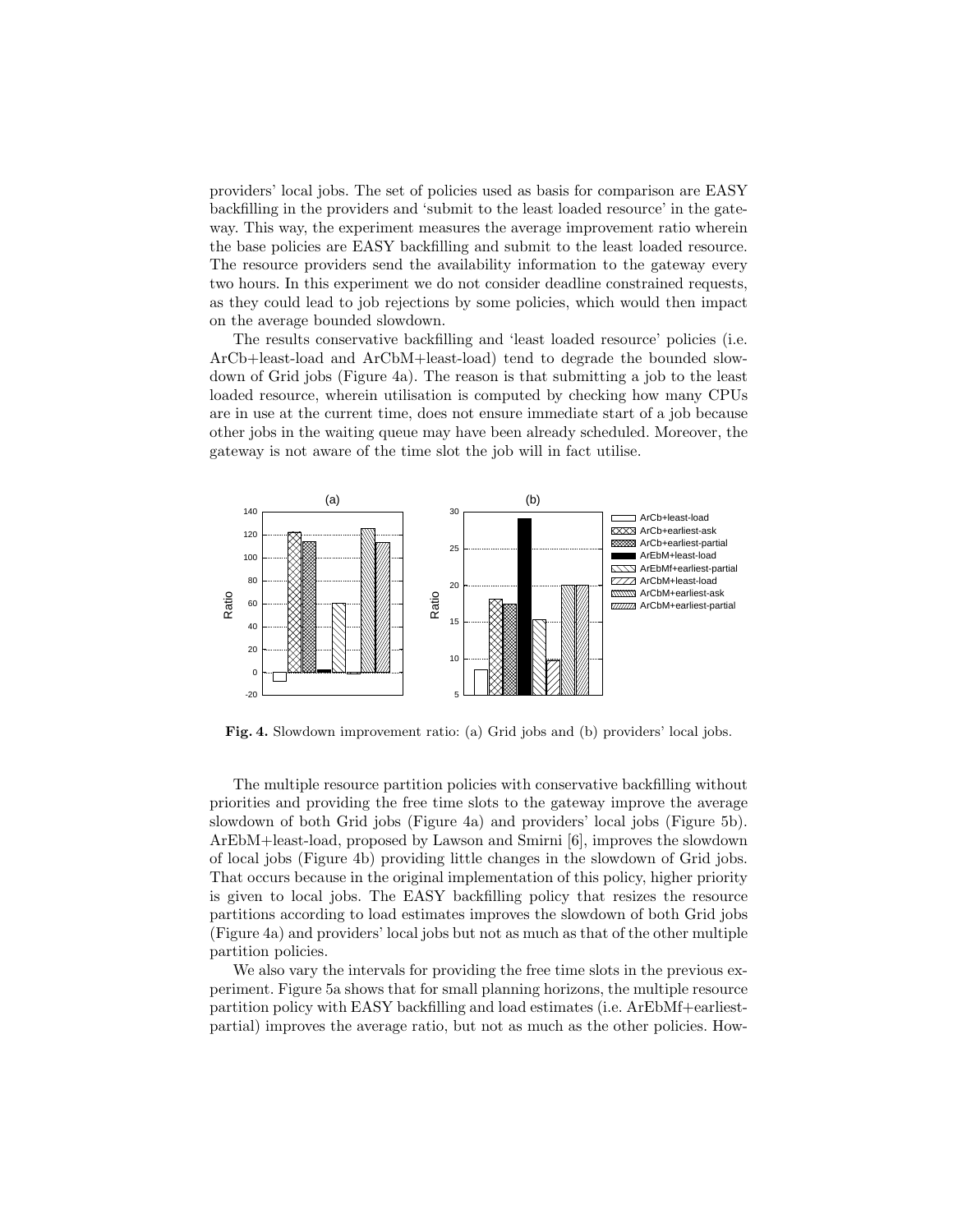providers' local jobs. The set of policies used as basis for comparison are EASY backfilling in the providers and 'submit to the least loaded resource' in the gateway. This way, the experiment measures the average improvement ratio wherein the base policies are EASY backfilling and submit to the least loaded resource. The resource providers send the availability information to the gateway every two hours. In this experiment we do not consider deadline constrained requests, as they could lead to job rejections by some policies, which would then impact on the average bounded slowdown.

The results conservative backfilling and 'least loaded resource' policies (i.e. ArCb+least-load and ArCbM+least-load) tend to degrade the bounded slowdown of Grid jobs (Figure 4a). The reason is that submitting a job to the least loaded resource, wherein utilisation is computed by checking how many CPUs are in use at the current time, does not ensure immediate start of a job because other jobs in the waiting queue may have been already scheduled. Moreover, the gateway is not aware of the time slot the job will in fact utilise.

**Fig. 4.** Slowdown improvement ratio: (a) Grid jobs and (b) providers' local jobs.

The multiple resource partition policies with conservative backfilling without priorities and providing the free time slots to the gateway improve the average slowdown of both Grid jobs (Figure 4a) and providers' local jobs (Figure 5b). ArEbM+least-load, proposed by Lawson and Smirni [6], improves the slowdown of local jobs (Figure 4b) providing little changes in the slowdown of Grid jobs. That occurs because in the original implementation of this policy, higher priority is given to local jobs. The EASY backfilling policy that resizes the resource partitions according to load estimates improves the slowdown of both Grid jobs (Figure 4a) and providers' local jobs but not as much as that of the other multiple partition policies.

We also vary the intervals for providing the free time slots in the previous experiment. Figure 5a shows that for small planning horizons, the multiple resource partition policy with EASY backfilling and load estimates (i.e. ArEbMf+earliest-partial) improves the average ratio, but not as much as the other policies. How-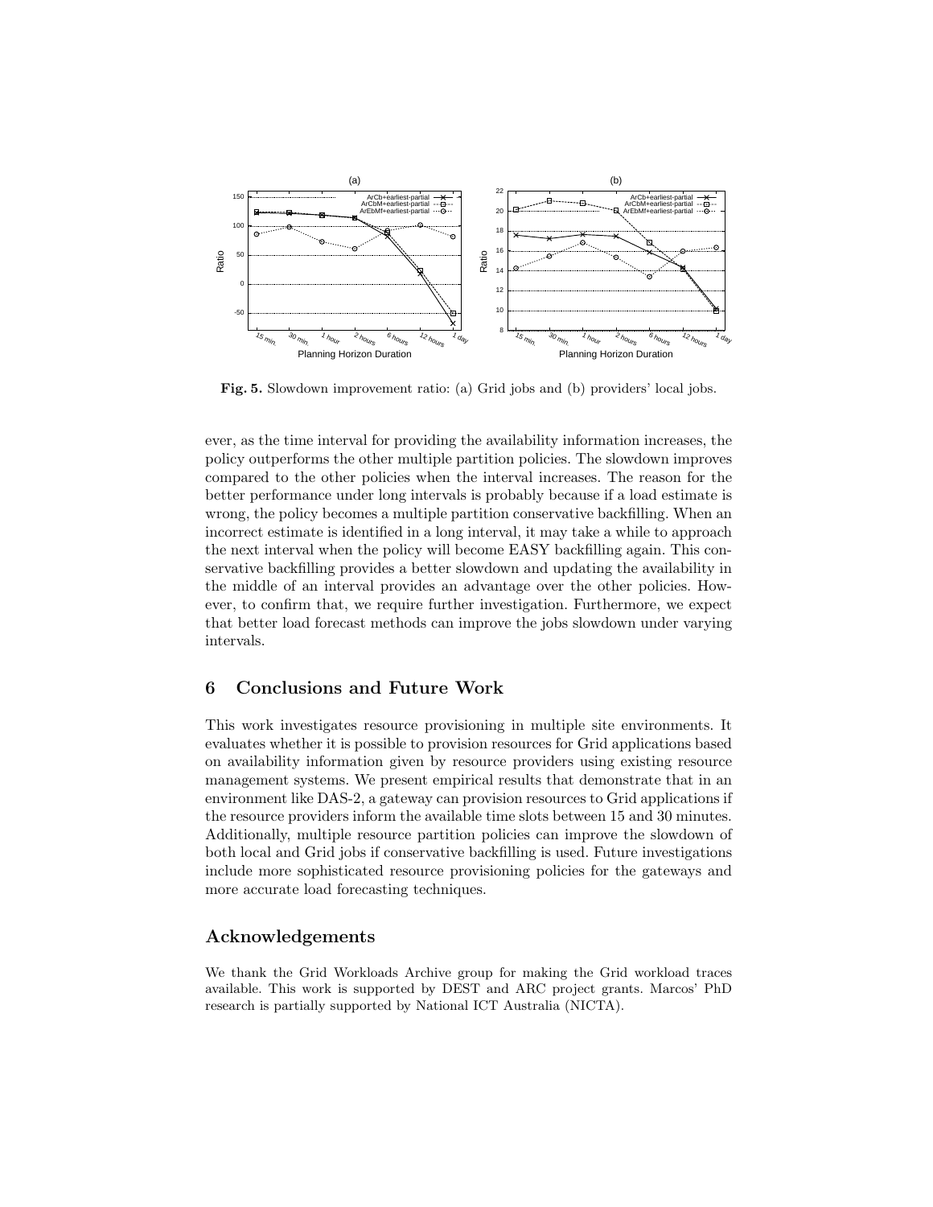Fig. 5. Slowdown improvement ratio: (a) Grid jobs and (b) providers' local jobs.

ever, as the time interval for providing the availability information increases, the policy outperforms the other multiple partition policies. The slowdown improves compared to the other policies when the interval increases. The reason for the better performance under long intervals is probably because if a load estimate is wrong, the policy becomes a multiple partition conservative backfilling. When an incorrect estimate is identified in a long interval, it may take a while to approach the next interval when the policy will become EASY backfilling again. This conservative backfilling provides a better slowdown and updating the availability in the middle of an interval provides an advantage over the other policies. However, to confirm that, we require further investigation. Furthermore, we expect that better load forecast methods can improve the jobs slowdown under varying intervals.

## 6 Conclusions and Future Work

This work investigates resource provisioning in multiple site environments. It evaluates whether it is possible to provision resources for Grid applications based on availability information given by resource providers using existing resource management systems. We present empirical results that demonstrate that in an environment like DAS-2, a gateway can provision resources to Grid applications if the resource providers inform the available time slots between 15 and 30 minutes. Additionally, multiple resource partition policies can improve the slowdown of both local and Grid jobs if conservative backfilling is used. Future investigations include more sophisticated resource provisioning policies for the gateways and more accurate load forecasting techniques.

## Acknowledgements

We thank the Grid Workloads Archive group for making the Grid workload traces available. This work is supported by DEST and ARC project grants. Marcos' PhD research is partially supported by National ICT Australia (NICTA).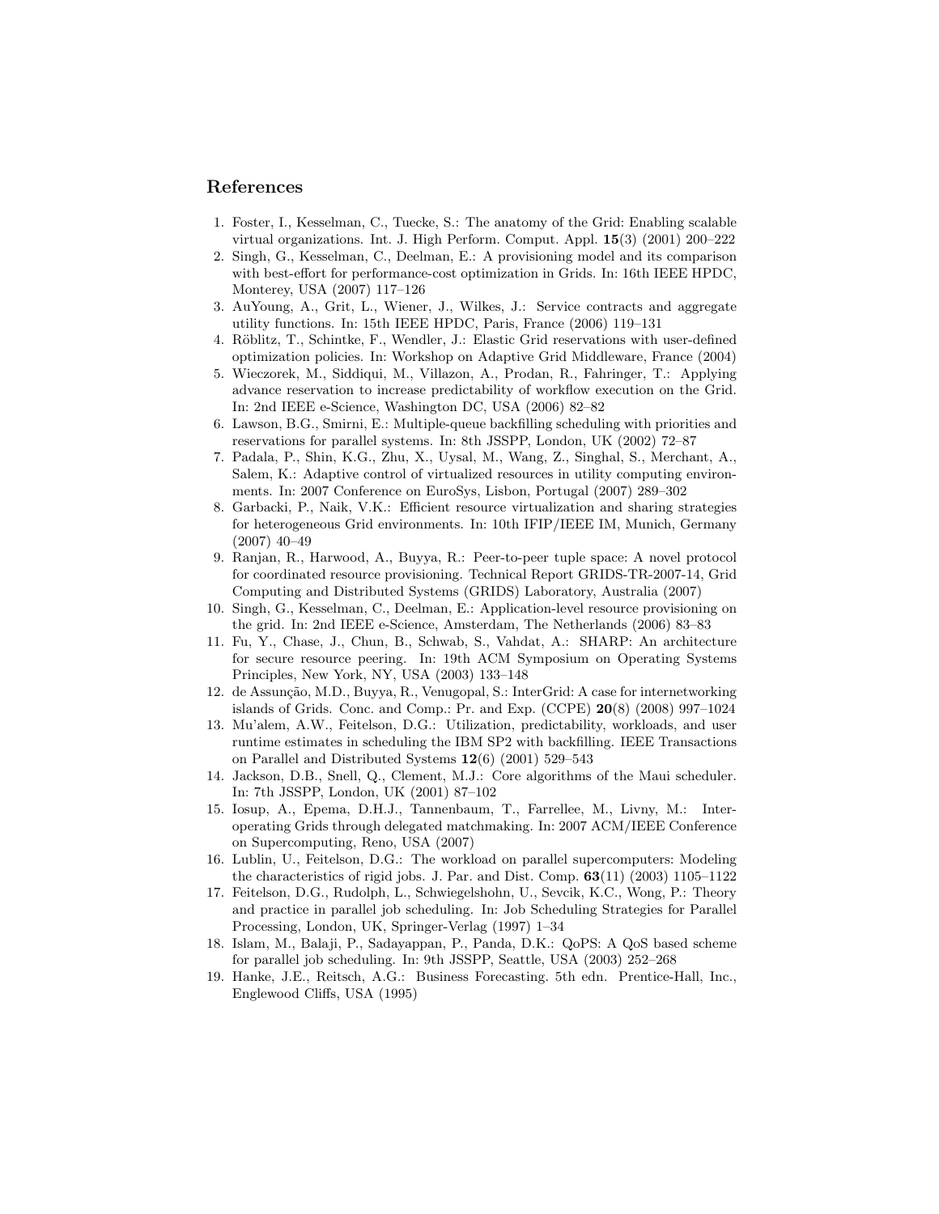## References

1. Foster, I., Kesselman, C., Tuecke, S.: The anatomy of the Grid: Enabling scalable virtual organizations. Int. J. High Perform. Comput. Appl. **15**(3) (2001) 200–222
2. Singh, G., Kesselman, C., Deelman, E.: A provisioning model and its comparison with best-effort for performance-cost optimization in Grids. In: 16th IEEE HPDC, Monterey, USA (2007) 117–126
3. AuYoung, A., Grit, L., Wiener, J., Wilkes, J.: Service contracts and aggregate utility functions. In: 15th IEEE HPDC, Paris, France (2006) 119–131
4. Röblitz, T., Schintke, F., Wendler, J.: Elastic Grid reservations with user-defined optimization policies. In: Workshop on Adaptive Grid Middleware, France (2004)
5. Wieczorek, M., Siddiqui, M., Villazon, A., Prodan, R., Fahringer, T.: Applying advance reservation to increase predictability of workflow execution on the Grid. In: 2nd IEEE e-Science, Washington DC, USA (2006) 82–82
6. Lawson, B.G., Smirni, E.: Multiple-queue backfilling scheduling with priorities and reservations for parallel systems. In: 8th JSSPP, London, UK (2002) 72–87
7. Padala, P., Shin, K.G., Zhu, X., Uysal, M., Wang, Z., Singhal, S., Merchant, A., Salem, K.: Adaptive control of virtualized resources in utility computing environments. In: 2007 Conference on EuroSys, Lisbon, Portugal (2007) 289–302
8. Garbacki, P., Naik, V.K.: Efficient resource virtualization and sharing strategies for heterogeneous Grid environments. In: 10th IFIP/IEEE IM, Munich, Germany (2007) 40–49
9. Ranjan, R., Harwood, A., Buyya, R.: Peer-to-peer tuple space: A novel protocol for coordinated resource provisioning. Technical Report GRIDS-TR-2007-14, Grid Computing and Distributed Systems (GRIDS) Laboratory, Australia (2007)
10. Singh, G., Kesselman, C., Deelman, E.: Application-level resource provisioning on the grid. In: 2nd IEEE e-Science, Amsterdam, The Netherlands (2006) 83–83
11. Fu, Y., Chase, J., Chun, B., Schwab, S., Vahdat, A.: SHARP: An architecture for secure resource peering. In: 19th ACM Symposium on Operating Systems Principles, New York, NY, USA (2003) 133–148
12. de Assunção, M.D., Buyya, R., Venugopal, S.: InterGrid: A case for internetworking islands of Grids. Conc. and Comp.: Pr. and Exp. (CCPE) **20**(8) (2008) 997–1024
13. Mu'alem, A.W., Feitelson, D.G.: Utilization, predictability, workloads, and user runtime estimates in scheduling the IBM SP2 with backfilling. IEEE Transactions on Parallel and Distributed Systems **12**(6) (2001) 529–543
14. Jackson, D.B., Snell, Q., Clement, M.J.: Core algorithms of the Maui scheduler. In: 7th JSSPP, London, UK (2001) 87–102
15. Iosup, A., Epema, D.H.J., Tannenbaum, T., Farrellee, M., Livny, M.: Inter-operating Grids through delegated matchmaking. In: 2007 ACM/IEEE Conference on Supercomputing, Reno, USA (2007)
16. Lublin, U., Feitelson, D.G.: The workload on parallel supercomputers: Modeling the characteristics of rigid jobs. J. Par. and Dist. Comp. **63**(11) (2003) 1105–1122
17. Feitelson, D.G., Rudolph, L., Schwiegelshohn, U., Sevcik, K.C., Wong, P.: Theory and practice in parallel job scheduling. In: Job Scheduling Strategies for Parallel Processing, London, UK, Springer-Verlag (1997) 1–34
18. Islam, M., Balaji, P., Sadayappan, P., Panda, D.K.: QoPS: A QoS based scheme for parallel job scheduling. In: 9th JSSPP, Seattle, USA (2003) 252–268
19. Hanke, J.E., Reitsch, A.G.: Business Forecasting. 5th edn. Prentice-Hall, Inc., Englewood Cliffs, USA (1995)